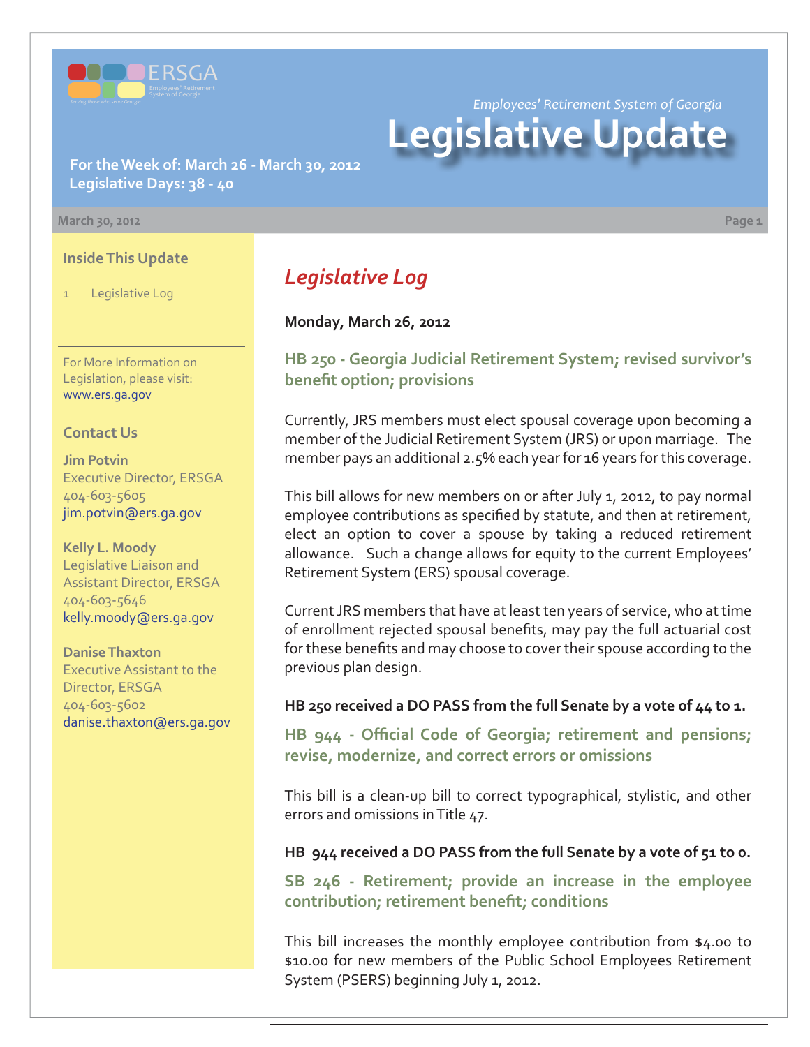ERSGA

Employees' Retirement System of Georgia

Serving those who serve Georgia

*Employees' Retirement System of Georgia*

# Legislative Update

**For the Week of: March 26 - March 30, 2012**
**Legislative Days: 38 - 40**

March 30, 2012

### Inside This Update

1 Legislative Log

For More Information on Legislation, please visit: www.ers.ga.gov

### Contact Us

**Jim Potvin**
Executive Director, ERSGA
404-603-5605
jim.potvin@ers.ga.gov

**Kelly L. Moody**
Legislative Liaison and Assistant Director, ERSGA
404-603-5646
kelly.moody@ers.ga.gov

**Danise Thaxton**
Executive Assistant to the Director, ERSGA
404-603-5602
danise.thaxton@ers.ga.gov

## *Legislative Log*

**Monday, March 26, 2012**

### HB 250 - Georgia Judicial Retirement System; revised survivor's benefit option; provisions

Currently, JRS members must elect spousal coverage upon becoming a member of the Judicial Retirement System (JRS) or upon marriage. The member pays an additional 2.5% each year for 16 years for this coverage.

This bill allows for new members on or after July 1, 2012, to pay normal employee contributions as specified by statute, and then at retirement, elect an option to cover a spouse by taking a reduced retirement allowance. Such a change allows for equity to the current Employees' Retirement System (ERS) spousal coverage.

Current JRS members that have at least ten years of service, who at time of enrollment rejected spousal benefits, may pay the full actuarial cost for these benefits and may choose to cover their spouse according to the previous plan design.

**HB 250 received a DO PASS from the full Senate by a vote of 44 to 1.**

### HB 944 - Official Code of Georgia; retirement and pensions; revise, modernize, and correct errors or omissions

This bill is a clean-up bill to correct typographical, stylistic, and other errors and omissions in Title 47.

**HB 944 received a DO PASS from the full Senate by a vote of 51 to 0.**

### SB 246 - Retirement; provide an increase in the employee contribution; retirement benefit; conditions

This bill increases the monthly employee contribution from $4.00 to $10.00 for new members of the Public School Employees Retirement System (PSERS) beginning July 1, 2012.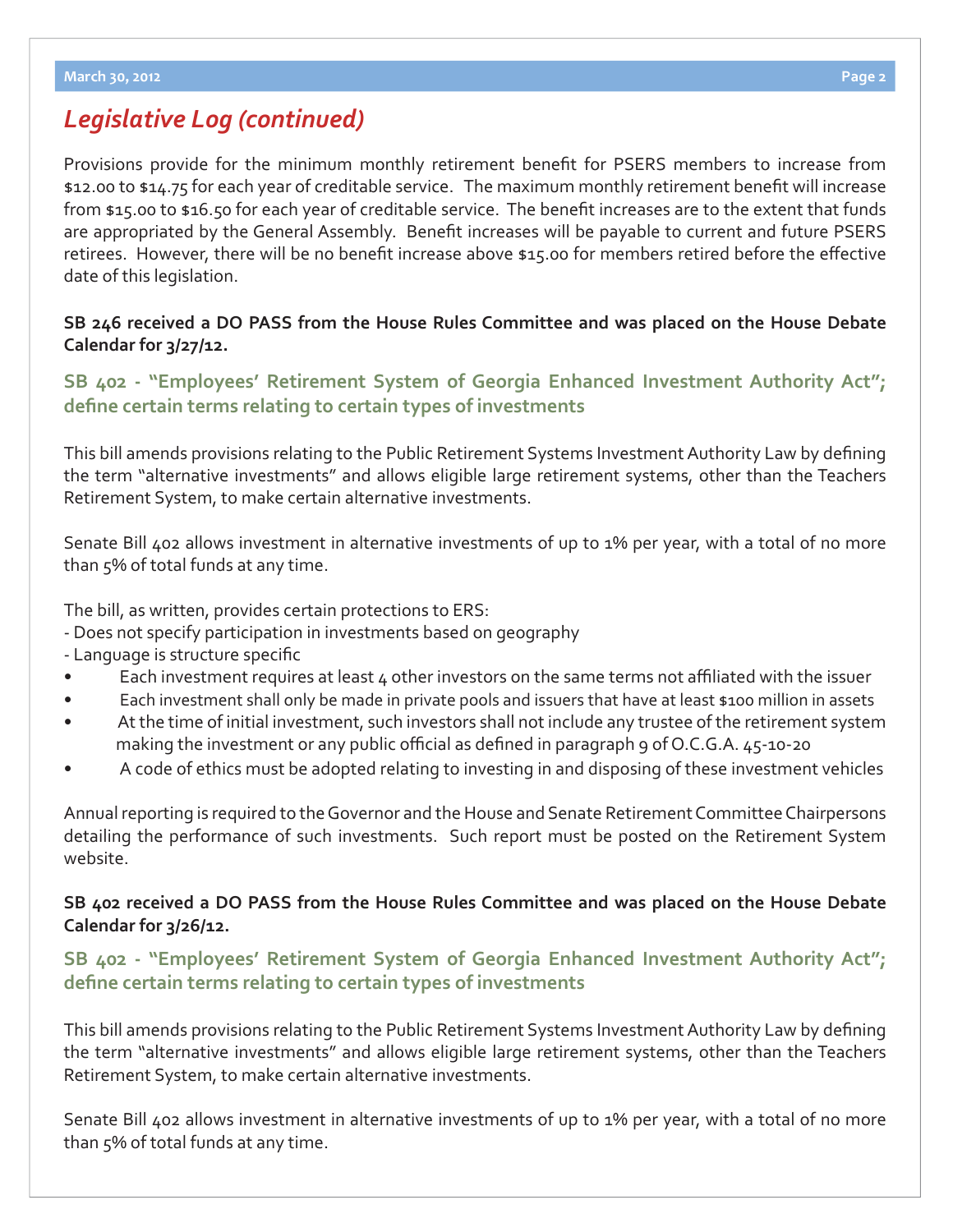## *Legislative Log (continued)*

Provisions provide for the minimum monthly retirement benefit for PSERS members to increase from $12.00 to $14.75 for each year of creditable service. The maximum monthly retirement benefit will increase from $15.00 to $16.50 for each year of creditable service. The benefit increases are to the extent that funds are appropriated by the General Assembly. Benefit increases will be payable to current and future PSERS retirees. However, there will be no benefit increase above $15.00 for members retired before the effective date of this legislation.

**SB 246 received a DO PASS from the House Rules Committee and was placed on the House Debate Calendar for 3/27/12.**

### SB 402 - "Employees' Retirement System of Georgia Enhanced Investment Authority Act"; define certain terms relating to certain types of investments

This bill amends provisions relating to the Public Retirement Systems Investment Authority Law by defining the term "alternative investments" and allows eligible large retirement systems, other than the Teachers Retirement System, to make certain alternative investments.

Senate Bill 402 allows investment in alternative investments of up to 1% per year, with a total of no more than 5% of total funds at any time.

The bill, as written, provides certain protections to ERS:
- Does not specify participation in investments based on geography
- Language is structure specific

- Each investment requires at least 4 other investors on the same terms not affiliated with the issuer
- Each investment shall only be made in private pools and issuers that have at least $100 million in assets
- At the time of initial investment, such investors shall not include any trustee of the retirement system making the investment or any public official as defined in paragraph 9 of O.C.G.A. 45-10-20
- A code of ethics must be adopted relating to investing in and disposing of these investment vehicles

Annual reporting is required to the Governor and the House and Senate Retirement Committee Chairpersons detailing the performance of such investments. Such report must be posted on the Retirement System website.

**SB 402 received a DO PASS from the House Rules Committee and was placed on the House Debate Calendar for 3/26/12.**

### SB 402 - "Employees' Retirement System of Georgia Enhanced Investment Authority Act"; define certain terms relating to certain types of investments

This bill amends provisions relating to the Public Retirement Systems Investment Authority Law by defining the term "alternative investments" and allows eligible large retirement systems, other than the Teachers Retirement System, to make certain alternative investments.

Senate Bill 402 allows investment in alternative investments of up to 1% per year, with a total of no more than 5% of total funds at any time.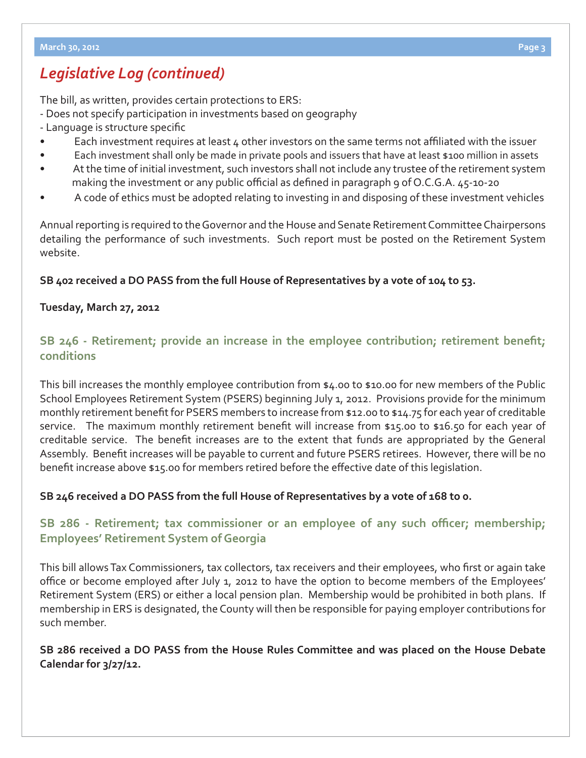## *Legislative Log (continued)*

The bill, as written, provides certain protections to ERS:

- Does not specify participation in investments based on geography
- Language is structure specific

- Each investment requires at least 4 other investors on the same terms not affiliated with the issuer
- Each investment shall only be made in private pools and issuers that have at least $100 million in assets
- At the time of initial investment, such investors shall not include any trustee of the retirement system making the investment or any public official as defined in paragraph 9 of O.C.G.A. 45-10-20
- A code of ethics must be adopted relating to investing in and disposing of these investment vehicles

Annual reporting is required to the Governor and the House and Senate Retirement Committee Chairpersons detailing the performance of such investments. Such report must be posted on the Retirement System website.

**SB 402 received a DO PASS from the full House of Representatives by a vote of 104 to 53.**

**Tuesday, March 27, 2012**

### SB 246 - Retirement; provide an increase in the employee contribution; retirement benefit; conditions

This bill increases the monthly employee contribution from $4.00 to $10.00 for new members of the Public School Employees Retirement System (PSERS) beginning July 1, 2012. Provisions provide for the minimum monthly retirement benefit for PSERS members to increase from $12.00 to $14.75 for each year of creditable service. The maximum monthly retirement benefit will increase from $15.00 to $16.50 for each year of creditable service. The benefit increases are to the extent that funds are appropriated by the General Assembly. Benefit increases will be payable to current and future PSERS retirees. However, there will be no benefit increase above $15.00 for members retired before the effective date of this legislation.

**SB 246 received a DO PASS from the full House of Representatives by a vote of 168 to 0.**

### SB 286 - Retirement; tax commissioner or an employee of any such officer; membership; Employees' Retirement System of Georgia

This bill allows Tax Commissioners, tax collectors, tax receivers and their employees, who first or again take office or become employed after July 1, 2012 to have the option to become members of the Employees' Retirement System (ERS) or either a local pension plan. Membership would be prohibited in both plans. If membership in ERS is designated, the County will then be responsible for paying employer contributions for such member.

**SB 286 received a DO PASS from the House Rules Committee and was placed on the House Debate Calendar for 3/27/12.**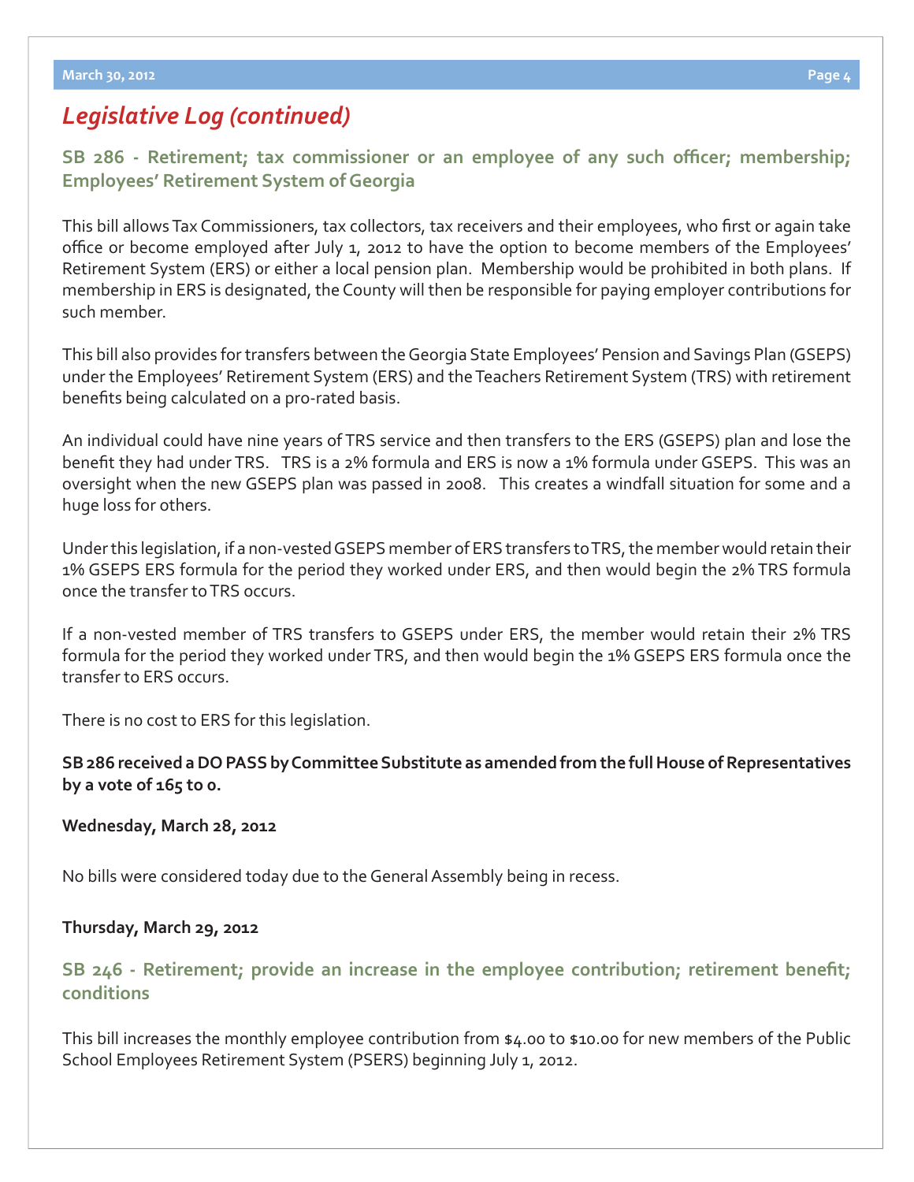## *Legislative Log (continued)*

### SB 286 - Retirement; tax commissioner or an employee of any such officer; membership; Employees' Retirement System of Georgia

This bill allows Tax Commissioners, tax collectors, tax receivers and their employees, who first or again take office or become employed after July 1, 2012 to have the option to become members of the Employees' Retirement System (ERS) or either a local pension plan. Membership would be prohibited in both plans. If membership in ERS is designated, the County will then be responsible for paying employer contributions for such member.

This bill also provides for transfers between the Georgia State Employees' Pension and Savings Plan (GSEPS) under the Employees' Retirement System (ERS) and the Teachers Retirement System (TRS) with retirement benefits being calculated on a pro-rated basis.

An individual could have nine years of TRS service and then transfers to the ERS (GSEPS) plan and lose the benefit they had under TRS. TRS is a 2% formula and ERS is now a 1% formula under GSEPS. This was an oversight when the new GSEPS plan was passed in 2008. This creates a windfall situation for some and a huge loss for others.

Under this legislation, if a non-vested GSEPS member of ERS transfers to TRS, the member would retain their 1% GSEPS ERS formula for the period they worked under ERS, and then would begin the 2% TRS formula once the transfer to TRS occurs.

If a non-vested member of TRS transfers to GSEPS under ERS, the member would retain their 2% TRS formula for the period they worked under TRS, and then would begin the 1% GSEPS ERS formula once the transfer to ERS occurs.

There is no cost to ERS for this legislation.

**SB 286 received a DO PASS by Committee Substitute as amended from the full House of Representatives by a vote of 165 to 0.**

**Wednesday, March 28, 2012**

No bills were considered today due to the General Assembly being in recess.

**Thursday, March 29, 2012**

### SB 246 - Retirement; provide an increase in the employee contribution; retirement benefit; conditions

This bill increases the monthly employee contribution from $4.00 to $10.00 for new members of the Public School Employees Retirement System (PSERS) beginning July 1, 2012.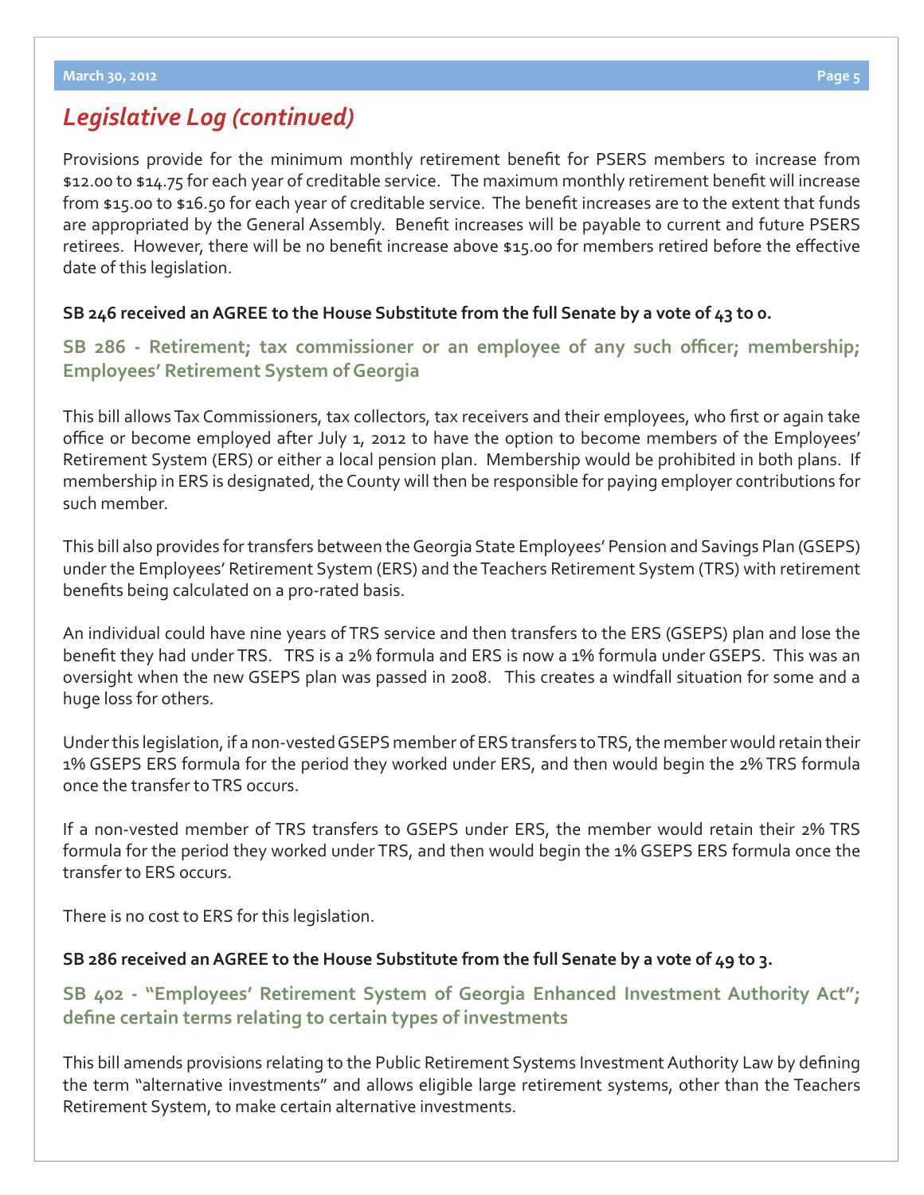## *Legislative Log (continued)*

Provisions provide for the minimum monthly retirement benefit for PSERS members to increase from $12.00 to $14.75 for each year of creditable service. The maximum monthly retirement benefit will increase from $15.00 to $16.50 for each year of creditable service. The benefit increases are to the extent that funds are appropriated by the General Assembly. Benefit increases will be payable to current and future PSERS retirees. However, there will be no benefit increase above $15.00 for members retired before the effective date of this legislation.

**SB 246 received an AGREE to the House Substitute from the full Senate by a vote of 43 to 0.**

### SB 286 - Retirement; tax commissioner or an employee of any such officer; membership; Employees' Retirement System of Georgia

This bill allows Tax Commissioners, tax collectors, tax receivers and their employees, who first or again take office or become employed after July 1, 2012 to have the option to become members of the Employees' Retirement System (ERS) or either a local pension plan. Membership would be prohibited in both plans. If membership in ERS is designated, the County will then be responsible for paying employer contributions for such member.

This bill also provides for transfers between the Georgia State Employees' Pension and Savings Plan (GSEPS) under the Employees' Retirement System (ERS) and the Teachers Retirement System (TRS) with retirement benefits being calculated on a pro-rated basis.

An individual could have nine years of TRS service and then transfers to the ERS (GSEPS) plan and lose the benefit they had under TRS. TRS is a 2% formula and ERS is now a 1% formula under GSEPS. This was an oversight when the new GSEPS plan was passed in 2008. This creates a windfall situation for some and a huge loss for others.

Under this legislation, if a non-vested GSEPS member of ERS transfers to TRS, the member would retain their 1% GSEPS ERS formula for the period they worked under ERS, and then would begin the 2% TRS formula once the transfer to TRS occurs.

If a non-vested member of TRS transfers to GSEPS under ERS, the member would retain their 2% TRS formula for the period they worked under TRS, and then would begin the 1% GSEPS ERS formula once the transfer to ERS occurs.

There is no cost to ERS for this legislation.

**SB 286 received an AGREE to the House Substitute from the full Senate by a vote of 49 to 3.**

### SB 402 - "Employees' Retirement System of Georgia Enhanced Investment Authority Act"; define certain terms relating to certain types of investments

This bill amends provisions relating to the Public Retirement Systems Investment Authority Law by defining the term "alternative investments" and allows eligible large retirement systems, other than the Teachers Retirement System, to make certain alternative investments.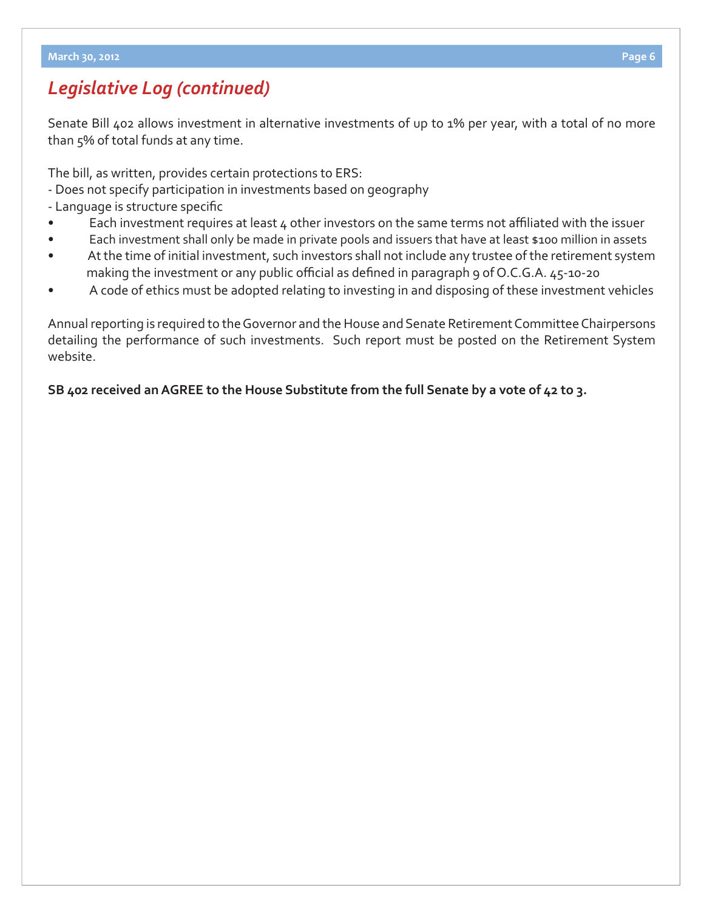## *Legislative Log (continued)*

Senate Bill 402 allows investment in alternative investments of up to 1% per year, with a total of no more than 5% of total funds at any time.

The bill, as written, provides certain protections to ERS:
- Does not specify participation in investments based on geography
- Language is structure specific

- Each investment requires at least 4 other investors on the same terms not affiliated with the issuer
- Each investment shall only be made in private pools and issuers that have at least $100 million in assets
- At the time of initial investment, such investors shall not include any trustee of the retirement system making the investment or any public official as defined in paragraph 9 of O.C.G.A. 45-10-20
- A code of ethics must be adopted relating to investing in and disposing of these investment vehicles

Annual reporting is required to the Governor and the House and Senate Retirement Committee Chairpersons detailing the performance of such investments. Such report must be posted on the Retirement System website.

**SB 402 received an AGREE to the House Substitute from the full Senate by a vote of 42 to 3.**